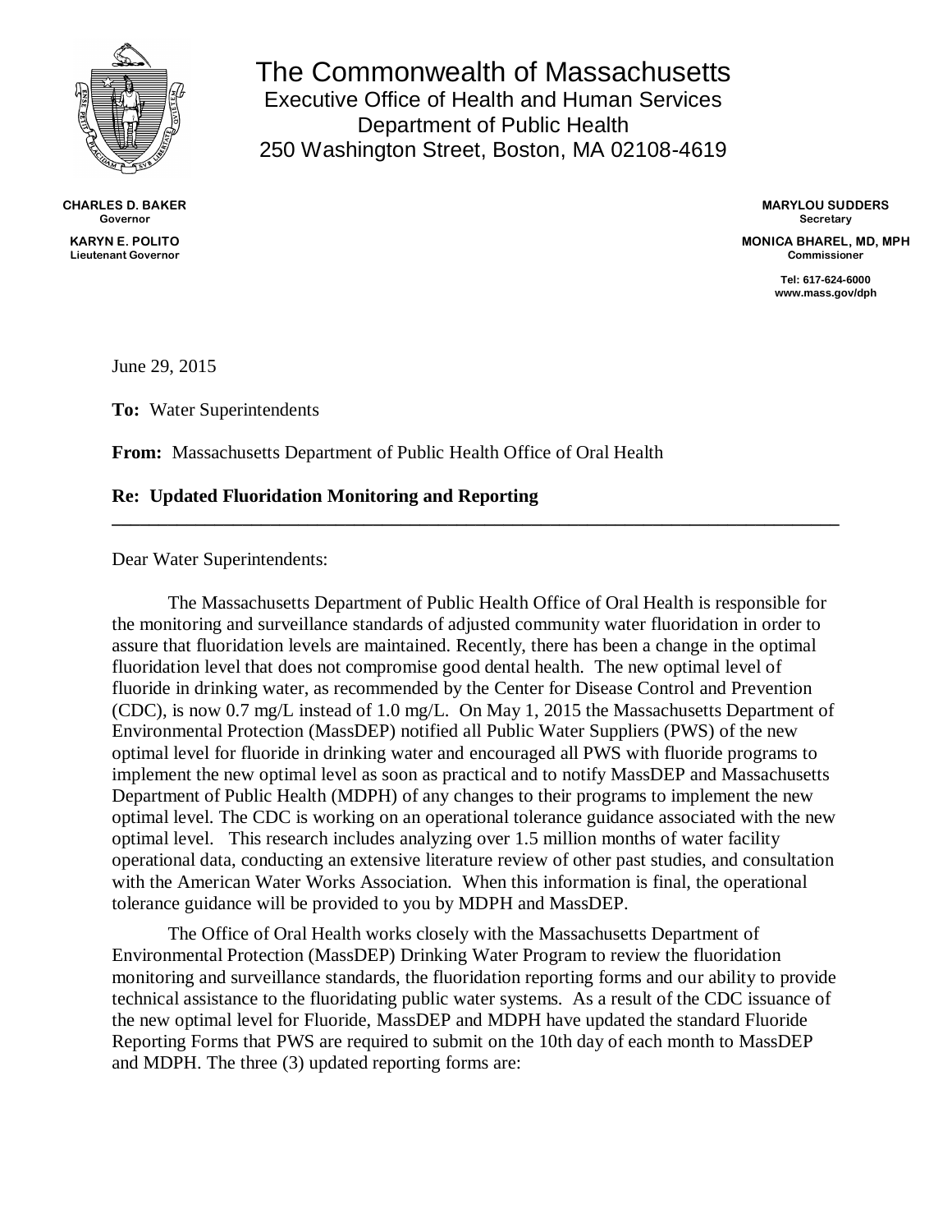# The Commonwealth of Massachusetts

Executive Office of Health and Human Services
Department of Public Health
250 Washington Street, Boston, MA 02108-4619

**CHARLES D. BAKER**
**Governor**

**KARYN E. POLITO**
**Lieutenant Governor**

**MARYLOU SUDDERS**
**Secretary**

**MONICA BHAREL, MD, MPH**
**Commissioner**

**Tel: 617-624-6000**
**www.mass.gov/dph**

June 29, 2015

**To:** Water Superintendents

**From:** Massachusetts Department of Public Health Office of Oral Health

**Re: Updated Fluoridation Monitoring and Reporting**

---

Dear Water Superintendents:

The Massachusetts Department of Public Health Office of Oral Health is responsible for the monitoring and surveillance standards of adjusted community water fluoridation in order to assure that fluoridation levels are maintained. Recently, there has been a change in the optimal fluoridation level that does not compromise good dental health. The new optimal level of fluoride in drinking water, as recommended by the Center for Disease Control and Prevention (CDC), is now 0.7 mg/L instead of 1.0 mg/L. On May 1, 2015 the Massachusetts Department of Environmental Protection (MassDEP) notified all Public Water Suppliers (PWS) of the new optimal level for fluoride in drinking water and encouraged all PWS with fluoride programs to implement the new optimal level as soon as practical and to notify MassDEP and Massachusetts Department of Public Health (MDPH) of any changes to their programs to implement the new optimal level. The CDC is working on an operational tolerance guidance associated with the new optimal level. This research includes analyzing over 1.5 million months of water facility operational data, conducting an extensive literature review of other past studies, and consultation with the American Water Works Association. When this information is final, the operational tolerance guidance will be provided to you by MDPH and MassDEP.

The Office of Oral Health works closely with the Massachusetts Department of Environmental Protection (MassDEP) Drinking Water Program to review the fluoridation monitoring and surveillance standards, the fluoridation reporting forms and our ability to provide technical assistance to the fluoridating public water systems. As a result of the CDC issuance of the new optimal level for Fluoride, MassDEP and MDPH have updated the standard Fluoride Reporting Forms that PWS are required to submit on the 10th day of each month to MassDEP and MDPH. The three (3) updated reporting forms are: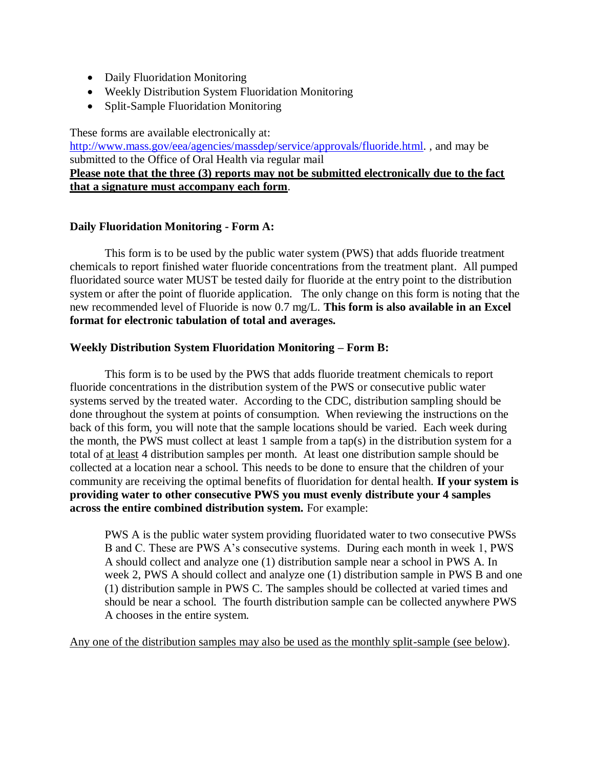- Daily Fluoridation Monitoring
- Weekly Distribution System Fluoridation Monitoring
- Split-Sample Fluoridation Monitoring

These forms are available electronically at:
[http://www.mass.gov/eea/agencies/massdep/service/approvals/fluoride.html](http://www.mass.gov/eea/agencies/massdep/service/approvals/fluoride.html). , and may be submitted to the Office of Oral Health via regular mail
<u>**Please note that the three (3) reports may not be submitted electronically due to the fact that a signature must accompany each form**</u>.

**Daily Fluoridation Monitoring - Form A:**

This form is to be used by the public water system (PWS) that adds fluoride treatment chemicals to report finished water fluoride concentrations from the treatment plant. All pumped fluoridated source water MUST be tested daily for fluoride at the entry point to the distribution system or after the point of fluoride application. The only change on this form is noting that the new recommended level of Fluoride is now 0.7 mg/L. **This form is also available in an Excel format for electronic tabulation of total and averages.**

**Weekly Distribution System Fluoridation Monitoring – Form B:**

This form is to be used by the PWS that adds fluoride treatment chemicals to report fluoride concentrations in the distribution system of the PWS or consecutive public water systems served by the treated water. According to the CDC, distribution sampling should be done throughout the system at points of consumption. When reviewing the instructions on the back of this form, you will note that the sample locations should be varied. Each week during the month, the PWS must collect at least 1 sample from a tap(s) in the distribution system for a total of <u>at least</u> 4 distribution samples per month. At least one distribution sample should be collected at a location near a school. This needs to be done to ensure that the children of your community are receiving the optimal benefits of fluoridation for dental health. **If your system is providing water to other consecutive PWS you must evenly distribute your 4 samples across the entire combined distribution system.** For example:

> PWS A is the public water system providing fluoridated water to two consecutive PWSs B and C. These are PWS A's consecutive systems. During each month in week 1, PWS A should collect and analyze one (1) distribution sample near a school in PWS A. In week 2, PWS A should collect and analyze one (1) distribution sample in PWS B and one (1) distribution sample in PWS C. The samples should be collected at varied times and should be near a school. The fourth distribution sample can be collected anywhere PWS A chooses in the entire system.

<u>Any one of the distribution samples may also be used as the monthly split-sample (see below)</u>.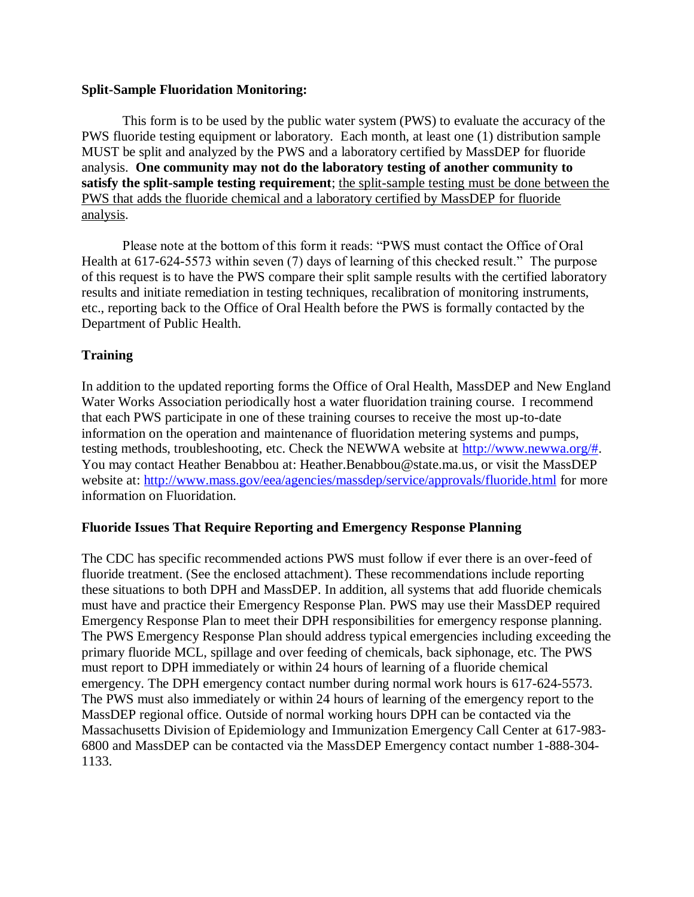**Split-Sample Fluoridation Monitoring:**

This form is to be used by the public water system (PWS) to evaluate the accuracy of the PWS fluoride testing equipment or laboratory. Each month, at least one (1) distribution sample MUST be split and analyzed by the PWS and a laboratory certified by MassDEP for fluoride analysis. **One community may not do the laboratory testing of another community to satisfy the split-sample testing requirement**; <u>the split-sample testing must be done between the PWS that adds the fluoride chemical and a laboratory certified by MassDEP for fluoride analysis</u>.

Please note at the bottom of this form it reads: "PWS must contact the Office of Oral Health at 617-624-5573 within seven (7) days of learning of this checked result." The purpose of this request is to have the PWS compare their split sample results with the certified laboratory results and initiate remediation in testing techniques, recalibration of monitoring instruments, etc., reporting back to the Office of Oral Health before the PWS is formally contacted by the Department of Public Health.

**Training**

In addition to the updated reporting forms the Office of Oral Health, MassDEP and New England Water Works Association periodically host a water fluoridation training course. I recommend that each PWS participate in one of these training courses to receive the most up-to-date information on the operation and maintenance of fluoridation metering systems and pumps, testing methods, troubleshooting, etc. Check the NEWWA website at [http://www.newwa.org/#](http://www.newwa.org/#). You may contact Heather Benabbou at: Heather.Benabbou@state.ma.us, or visit the MassDEP website at: [http://www.mass.gov/eea/agencies/massdep/service/approvals/fluoride.html](http://www.mass.gov/eea/agencies/massdep/service/approvals/fluoride.html) for more information on Fluoridation.

**Fluoride Issues That Require Reporting and Emergency Response Planning**

The CDC has specific recommended actions PWS must follow if ever there is an over-feed of fluoride treatment. (See the enclosed attachment). These recommendations include reporting these situations to both DPH and MassDEP. In addition, all systems that add fluoride chemicals must have and practice their Emergency Response Plan. PWS may use their MassDEP required Emergency Response Plan to meet their DPH responsibilities for emergency response planning. The PWS Emergency Response Plan should address typical emergencies including exceeding the primary fluoride MCL, spillage and over feeding of chemicals, back siphonage, etc. The PWS must report to DPH immediately or within 24 hours of learning of a fluoride chemical emergency. The DPH emergency contact number during normal work hours is 617-624-5573. The PWS must also immediately or within 24 hours of learning of the emergency report to the MassDEP regional office. Outside of normal working hours DPH can be contacted via the Massachusetts Division of Epidemiology and Immunization Emergency Call Center at 617-983-6800 and MassDEP can be contacted via the MassDEP Emergency contact number 1-888-304-1133.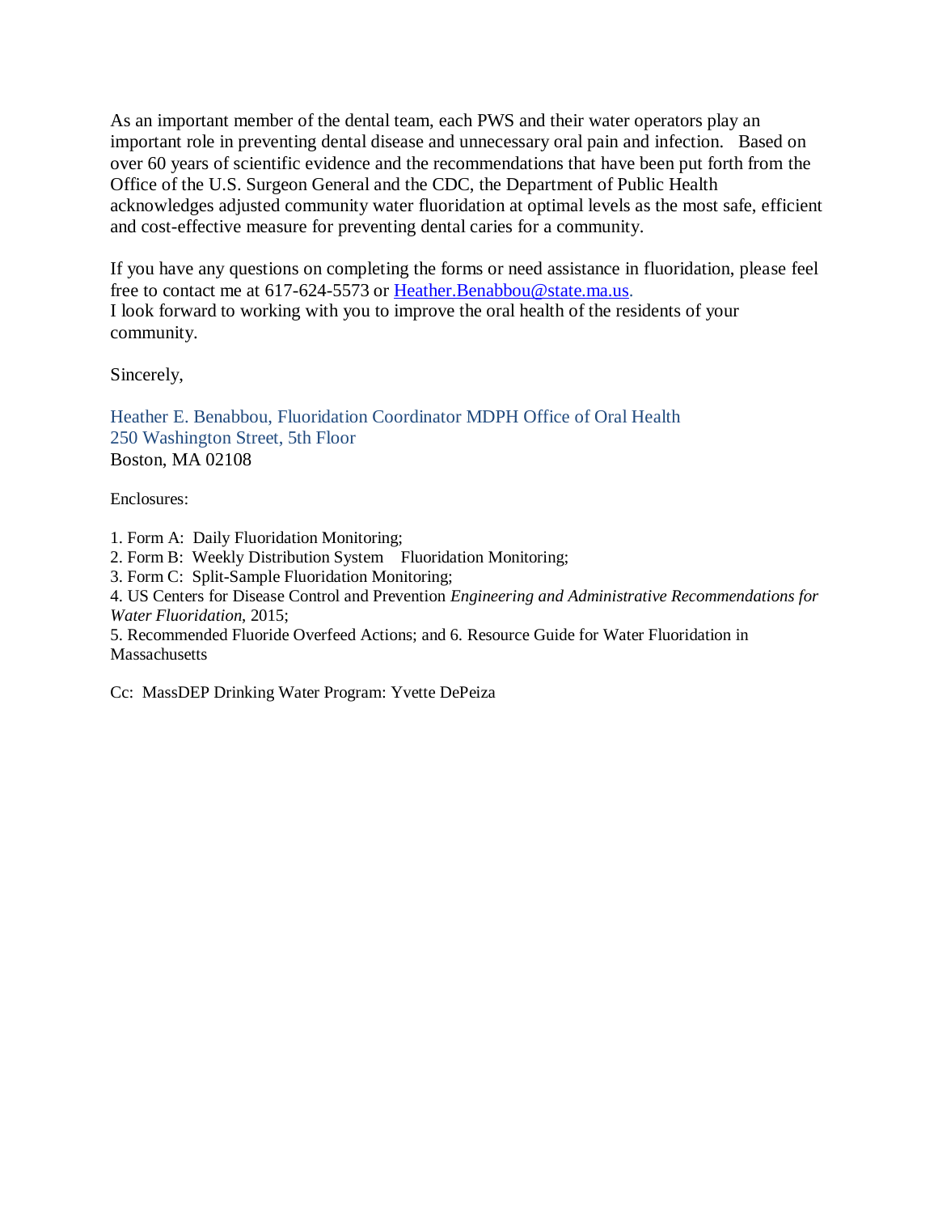As an important member of the dental team, each PWS and their water operators play an important role in preventing dental disease and unnecessary oral pain and infection. Based on over 60 years of scientific evidence and the recommendations that have been put forth from the Office of the U.S. Surgeon General and the CDC, the Department of Public Health acknowledges adjusted community water fluoridation at optimal levels as the most safe, efficient and cost-effective measure for preventing dental caries for a community.

If you have any questions on completing the forms or need assistance in fluoridation, please feel free to contact me at 617-624-5573 or Heather.Benabbou@state.ma.us.
I look forward to working with you to improve the oral health of the residents of your community.

Sincerely,

Heather E. Benabbou, Fluoridation Coordinator MDPH Office of Oral Health
250 Washington Street, 5th Floor
Boston, MA 02108

Enclosures:

1. Form A: Daily Fluoridation Monitoring;
2. Form B: Weekly Distribution System Fluoridation Monitoring;
3. Form C: Split-Sample Fluoridation Monitoring;
4. US Centers for Disease Control and Prevention *Engineering and Administrative Recommendations for Water Fluoridation*, 2015;
5. Recommended Fluoride Overfeed Actions; and 6. Resource Guide for Water Fluoridation in Massachusetts

Cc: MassDEP Drinking Water Program: Yvette DePeiza